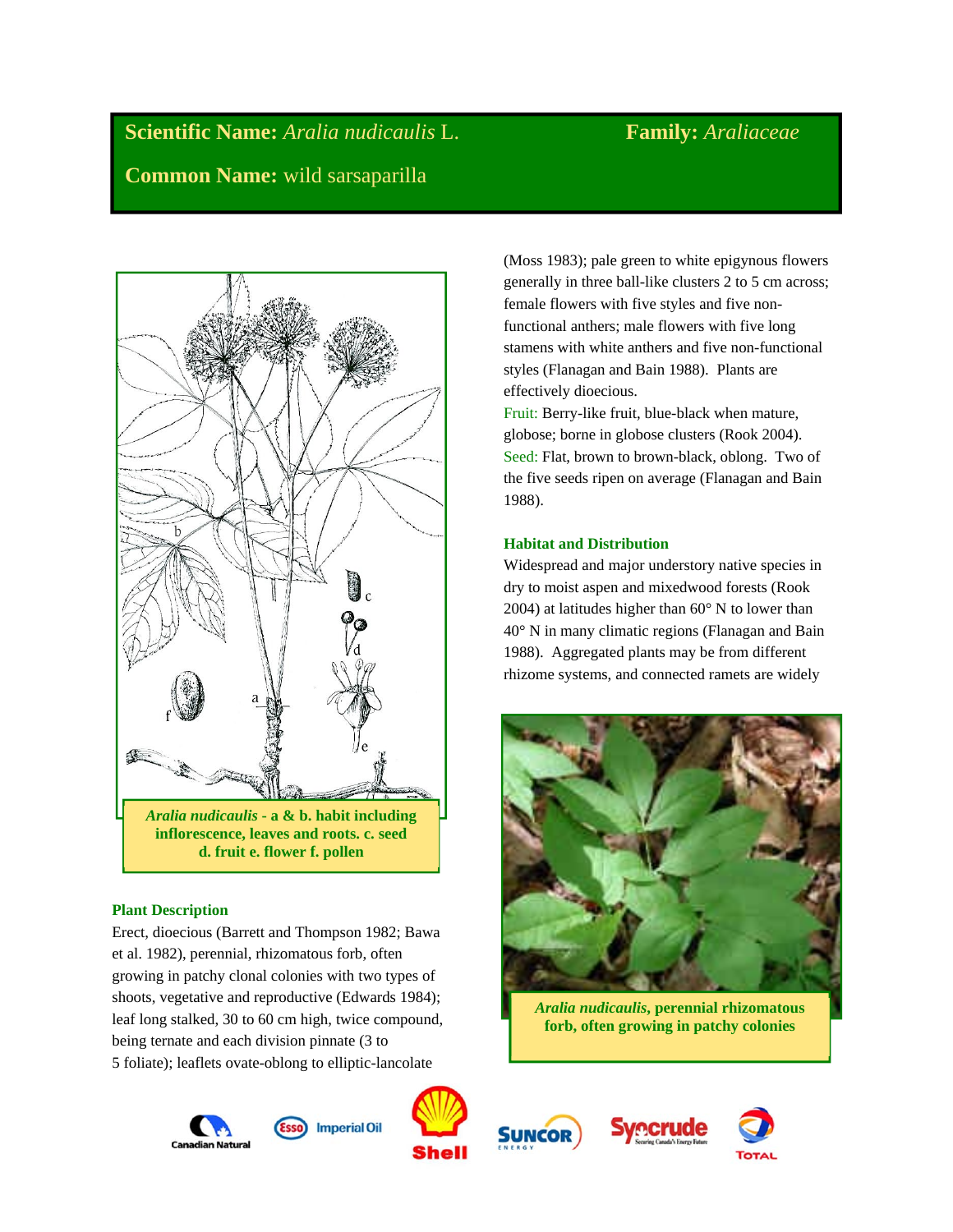**Scientific Name:** *Aralia nudicaulis* L. **Family:** *Araliaceae*

**Common Name:** wild sarsaparilla

***Aralia nudicaulis* - a & b. habit including inflorescence, leaves and roots. c. seed d. fruit e. flower f. pollen**

## Plant Description

Erect, dioecious (Barrett and Thompson 1982; Bawa et al. 1982), perennial, rhizomatous forb, often growing in patchy clonal colonies with two types of shoots, vegetative and reproductive (Edwards 1984); leaf long stalked, 30 to 60 cm high, twice compound, being ternate and each division pinnate (3 to 5 foliate); leaflets ovate-oblong to elliptic-lancolate (Moss 1983); pale green to white epigynous flowers generally in three ball-like clusters 2 to 5 cm across; female flowers with five styles and five non-functional anthers; male flowers with five long stamens with white anthers and five non-functional styles (Flanagan and Bain 1988). Plants are effectively dioecious.

Fruit: Berry-like fruit, blue-black when mature, globose; borne in globose clusters (Rook 2004).

Seed: Flat, brown to brown-black, oblong. Two of the five seeds ripen on average (Flanagan and Bain 1988).

## Habitat and Distribution

Widespread and major understory native species in dry to moist aspen and mixedwood forests (Rook 2004) at latitudes higher than 60° N to lower than 40° N in many climatic regions (Flanagan and Bain 1988). Aggregated plants may be from different rhizome systems, and connected ramets are widely

***Aralia nudicaulis*, perennial rhizomatous forb, often growing in patchy colonies**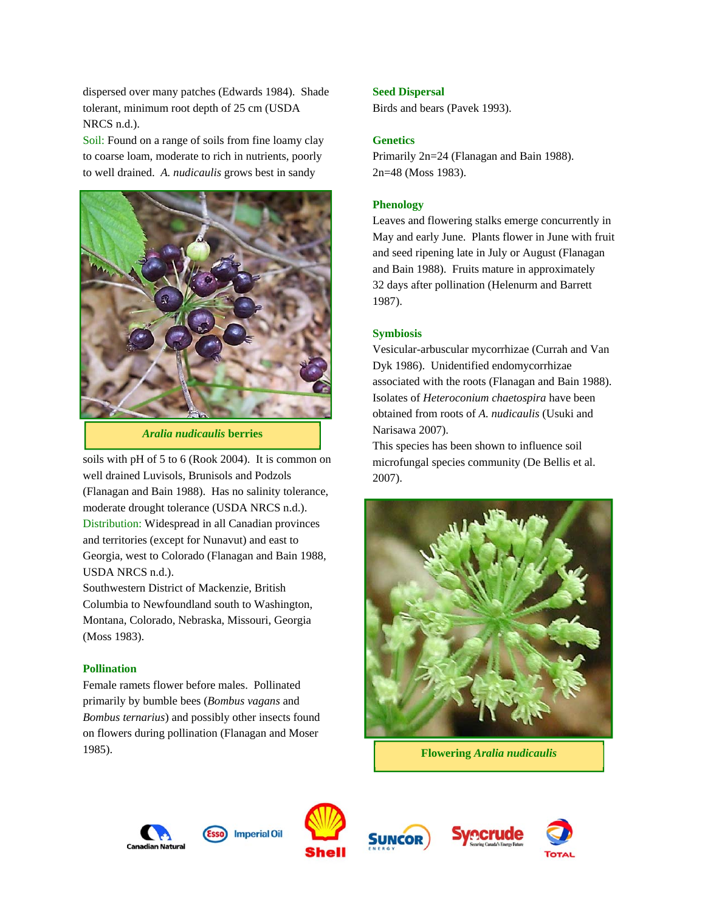dispersed over many patches (Edwards 1984). Shade tolerant, minimum root depth of 25 cm (USDA NRCS n.d.).

Soil: Found on a range of soils from fine loamy clay to coarse loam, moderate to rich in nutrients, poorly to well drained. *A. nudicaulis* grows best in sandy soils with pH of 5 to 6 (Rook 2004). It is common on well drained Luvisols, Brunisols and Podzols (Flanagan and Bain 1988). Has no salinity tolerance, moderate drought tolerance (USDA NRCS n.d.).

***Aralia nudicaulis* berries**

Distribution: Widespread in all Canadian provinces and territories (except for Nunavut) and east to Georgia, west to Colorado (Flanagan and Bain 1988, USDA NRCS n.d.).

Southwestern District of Mackenzie, British Columbia to Newfoundland south to Washington, Montana, Colorado, Nebraska, Missouri, Georgia (Moss 1983).

### Pollination

Female ramets flower before males. Pollinated primarily by bumble bees (*Bombus vagans* and *Bombus ternarius*) and possibly other insects found on flowers during pollination (Flanagan and Moser 1985).

### Seed Dispersal

Birds and bears (Pavek 1993).

### Genetics

Primarily 2n=24 (Flanagan and Bain 1988).
2n=48 (Moss 1983).

### Phenology

Leaves and flowering stalks emerge concurrently in May and early June. Plants flower in June with fruit and seed ripening late in July or August (Flanagan and Bain 1988). Fruits mature in approximately 32 days after pollination (Helenurm and Barrett 1987).

### Symbiosis

Vesicular-arbuscular mycorrhizae (Currah and Van Dyk 1986). Unidentified endomycorrhizae associated with the roots (Flanagan and Bain 1988). Isolates of *Heteroconium chaetospira* have been obtained from roots of *A. nudicaulis* (Usuki and Narisawa 2007).

This species has been shown to influence soil microfungal species community (De Bellis et al. 2007).

**Flowering *Aralia nudicaulis***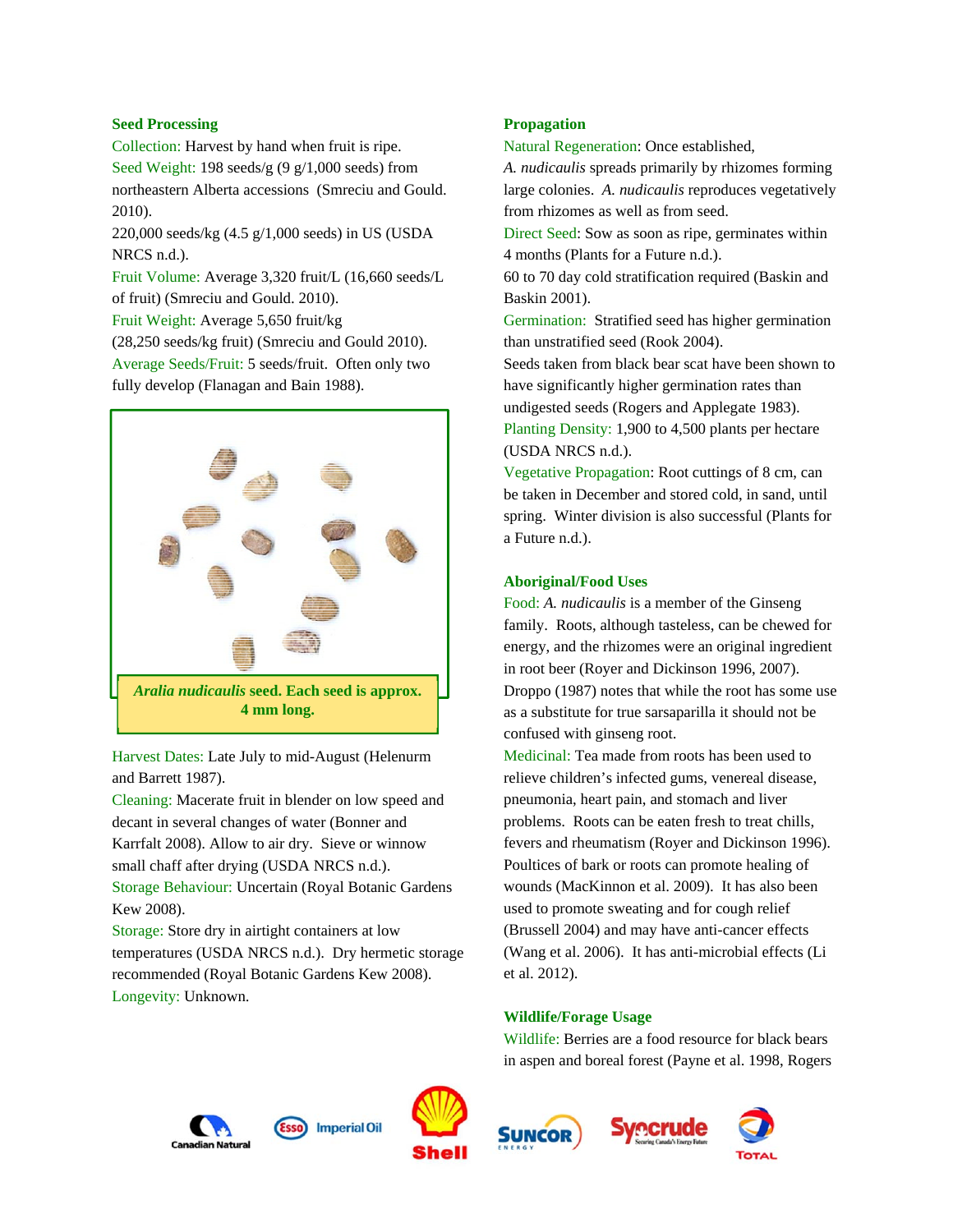### Seed Processing

Collection: Harvest by hand when fruit is ripe.

Seed Weight: 198 seeds/g (9 g/1,000 seeds) from northeastern Alberta accessions (Smreciu and Gould. 2010).

220,000 seeds/kg (4.5 g/1,000 seeds) in US (USDA NRCS n.d.).

Fruit Volume: Average 3,320 fruit/L (16,660 seeds/L of fruit) (Smreciu and Gould. 2010).

Fruit Weight: Average 5,650 fruit/kg (28,250 seeds/kg fruit) (Smreciu and Gould 2010).

Average Seeds/Fruit: 5 seeds/fruit. Often only two fully develop (Flanagan and Bain 1988).

***Aralia nudicaulis* seed. Each seed is approx. 4 mm long.**

Harvest Dates: Late July to mid-August (Helenurm and Barrett 1987).

Cleaning: Macerate fruit in blender on low speed and decant in several changes of water (Bonner and Karrfalt 2008). Allow to air dry. Sieve or winnow small chaff after drying (USDA NRCS n.d.).

Storage Behaviour: Uncertain (Royal Botanic Gardens Kew 2008).

Storage: Store dry in airtight containers at low temperatures (USDA NRCS n.d.). Dry hermetic storage recommended (Royal Botanic Gardens Kew 2008).

Longevity: Unknown.

### Propagation

Natural Regeneration: Once established, *A. nudicaulis* spreads primarily by rhizomes forming large colonies. *A. nudicaulis* reproduces vegetatively from rhizomes as well as from seed.

Direct Seed: Sow as soon as ripe, germinates within 4 months (Plants for a Future n.d.).

60 to 70 day cold stratification required (Baskin and Baskin 2001).

Germination: Stratified seed has higher germination than unstratified seed (Rook 2004).

Seeds taken from black bear scat have been shown to have significantly higher germination rates than undigested seeds (Rogers and Applegate 1983).

Planting Density: 1,900 to 4,500 plants per hectare (USDA NRCS n.d.).

Vegetative Propagation: Root cuttings of 8 cm, can be taken in December and stored cold, in sand, until spring. Winter division is also successful (Plants for a Future n.d.).

### Aboriginal/Food Uses

Food: *A. nudicaulis* is a member of the Ginseng family. Roots, although tasteless, can be chewed for energy, and the rhizomes were an original ingredient in root beer (Royer and Dickinson 1996, 2007). Droppo (1987) notes that while the root has some use as a substitute for true sarsaparilla it should not be confused with ginseng root.

Medicinal: Tea made from roots has been used to relieve children's infected gums, venereal disease, pneumonia, heart pain, and stomach and liver problems. Roots can be eaten fresh to treat chills, fevers and rheumatism (Royer and Dickinson 1996). Poultices of bark or roots can promote healing of wounds (MacKinnon et al. 2009). It has also been used to promote sweating and for cough relief (Brussell 2004) and may have anti-cancer effects (Wang et al. 2006). It has anti-microbial effects (Li et al. 2012).

### Wildlife/Forage Usage

Wildlife: Berries are a food resource for black bears in aspen and boreal forest (Payne et al. 1998, Rogers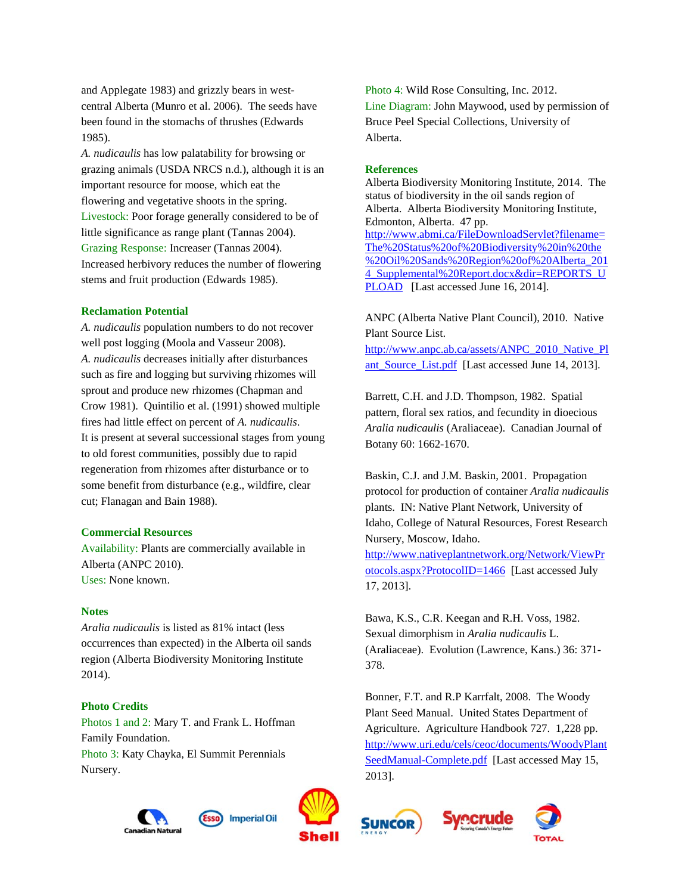and Applegate 1983) and grizzly bears in west-central Alberta (Munro et al. 2006). The seeds have been found in the stomachs of thrushes (Edwards 1985).

*A. nudicaulis* has low palatability for browsing or grazing animals (USDA NRCS n.d.), although it is an important resource for moose, which eat the flowering and vegetative shoots in the spring.

Livestock: Poor forage generally considered to be of little significance as range plant (Tannas 2004).

Grazing Response: Increaser (Tannas 2004). Increased herbivory reduces the number of flowering stems and fruit production (Edwards 1985).

## Reclamation Potential

*A. nudicaulis* population numbers to do not recover well post logging (Moola and Vasseur 2008).

*A. nudicaulis* decreases initially after disturbances such as fire and logging but surviving rhizomes will sprout and produce new rhizomes (Chapman and Crow 1981). Quintilio et al. (1991) showed multiple fires had little effect on percent of *A. nudicaulis*. It is present at several successional stages from young to old forest communities, possibly due to rapid regeneration from rhizomes after disturbance or to some benefit from disturbance (e.g., wildfire, clear cut; Flanagan and Bain 1988).

## Commercial Resources

Availability: Plants are commercially available in Alberta (ANPC 2010).

Uses: None known.

## Notes

*Aralia nudicaulis* is listed as 81% intact (less occurrences than expected) in the Alberta oil sands region (Alberta Biodiversity Monitoring Institute 2014).

## Photo Credits

Photos 1 and 2: Mary T. and Frank L. Hoffman Family Foundation.

Photo 3: Katy Chayka, El Summit Perennials Nursery.

Photo 4: Wild Rose Consulting, Inc. 2012.

Line Diagram: John Maywood, used by permission of Bruce Peel Special Collections, University of Alberta.

## References

Alberta Biodiversity Monitoring Institute, 2014. The status of biodiversity in the oil sands region of Alberta. Alberta Biodiversity Monitoring Institute, Edmonton, Alberta. 47 pp. http://www.abmi.ca/FileDownloadServlet?filename=The%20Status%20of%20Biodiversity%20in%20the%20Oil%20Sands%20Region%20of%20Alberta_2014_Supplemental%20Report.docx&dir=REPORTS_UPLOAD [Last accessed June 16, 2014].

ANPC (Alberta Native Plant Council), 2010. Native Plant Source List. http://www.anpc.ab.ca/assets/ANPC_2010_Native_Plant_Source_List.pdf [Last accessed June 14, 2013].

Barrett, C.H. and J.D. Thompson, 1982. Spatial pattern, floral sex ratios, and fecundity in dioecious *Aralia nudicaulis* (Araliaceae). Canadian Journal of Botany 60: 1662-1670.

Baskin, C.J. and J.M. Baskin, 2001. Propagation protocol for production of container *Aralia nudicaulis* plants. IN: Native Plant Network, University of Idaho, College of Natural Resources, Forest Research Nursery, Moscow, Idaho. http://www.nativeplantnetwork.org/Network/ViewProtocols.aspx?ProtocolID=1466 [Last accessed July 17, 2013].

Bawa, K.S., C.R. Keegan and R.H. Voss, 1982. Sexual dimorphism in *Aralia nudicaulis* L. (Araliaceae). Evolution (Lawrence, Kans.) 36: 371-378.

Bonner, F.T. and R.P Karrfalt, 2008. The Woody Plant Seed Manual. United States Department of Agriculture. Agriculture Handbook 727. 1,228 pp. http://www.uri.edu/cels/ceoc/documents/WoodyPlantSeedManual-Complete.pdf [Last accessed May 15, 2013].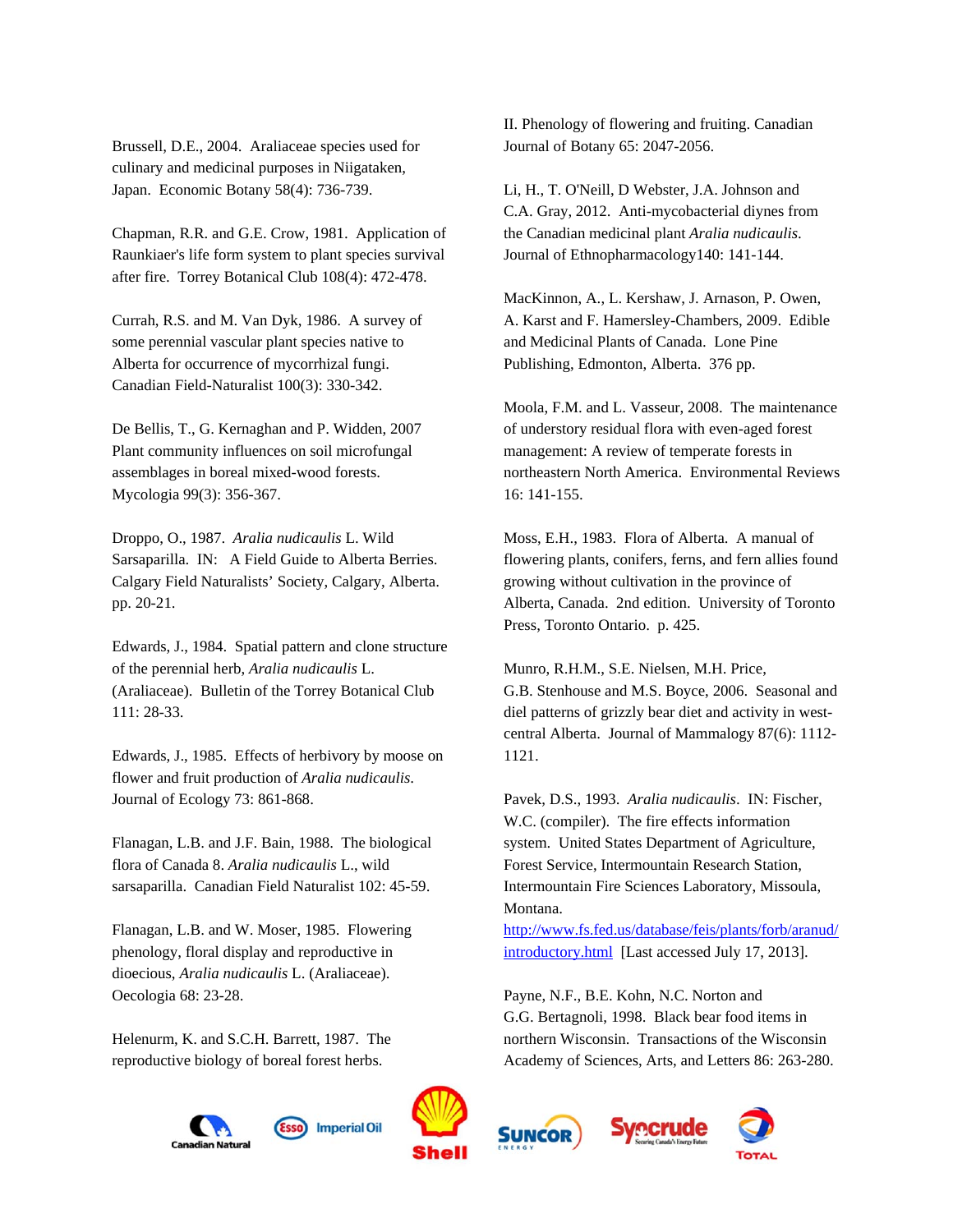Brussell, D.E., 2004. Araliaceae species used for culinary and medicinal purposes in Niigataken, Japan. Economic Botany 58(4): 736-739.

Chapman, R.R. and G.E. Crow, 1981. Application of Raunkiaer's life form system to plant species survival after fire. Torrey Botanical Club 108(4): 472-478.

Currah, R.S. and M. Van Dyk, 1986. A survey of some perennial vascular plant species native to Alberta for occurrence of mycorrhizal fungi. Canadian Field-Naturalist 100(3): 330-342.

De Bellis, T., G. Kernaghan and P. Widden, 2007 Plant community influences on soil microfungal assemblages in boreal mixed-wood forests. Mycologia 99(3): 356-367.

Droppo, O., 1987. *Aralia nudicaulis* L. Wild Sarsaparilla. IN: A Field Guide to Alberta Berries. Calgary Field Naturalists' Society, Calgary, Alberta. pp. 20-21.

Edwards, J., 1984. Spatial pattern and clone structure of the perennial herb, *Aralia nudicaulis* L. (Araliaceae). Bulletin of the Torrey Botanical Club 111: 28-33.

Edwards, J., 1985. Effects of herbivory by moose on flower and fruit production of *Aralia nudicaulis*. Journal of Ecology 73: 861-868.

Flanagan, L.B. and J.F. Bain, 1988. The biological flora of Canada 8. *Aralia nudicaulis* L., wild sarsaparilla. Canadian Field Naturalist 102: 45-59.

Flanagan, L.B. and W. Moser, 1985. Flowering phenology, floral display and reproductive in dioecious, *Aralia nudicaulis* L. (Araliaceae). Oecologia 68: 23-28.

Helenurm, K. and S.C.H. Barrett, 1987. The reproductive biology of boreal forest herbs. II. Phenology of flowering and fruiting. Canadian Journal of Botany 65: 2047-2056.

Li, H., T. O'Neill, D Webster, J.A. Johnson and C.A. Gray, 2012. Anti-mycobacterial diynes from the Canadian medicinal plant *Aralia nudicaulis*. Journal of Ethnopharmacology140: 141-144.

MacKinnon, A., L. Kershaw, J. Arnason, P. Owen, A. Karst and F. Hamersley-Chambers, 2009. Edible and Medicinal Plants of Canada. Lone Pine Publishing, Edmonton, Alberta. 376 pp.

Moola, F.M. and L. Vasseur, 2008. The maintenance of understory residual flora with even-aged forest management: A review of temperate forests in northeastern North America. Environmental Reviews 16: 141-155.

Moss, E.H., 1983. Flora of Alberta. A manual of flowering plants, conifers, ferns, and fern allies found growing without cultivation in the province of Alberta, Canada. 2nd edition. University of Toronto Press, Toronto Ontario. p. 425.

Munro, R.H.M., S.E. Nielsen, M.H. Price, G.B. Stenhouse and M.S. Boyce, 2006. Seasonal and diel patterns of grizzly bear diet and activity in west-central Alberta. Journal of Mammalogy 87(6): 1112-1121.

Pavek, D.S., 1993. *Aralia nudicaulis*. IN: Fischer, W.C. (compiler). The fire effects information system. United States Department of Agriculture, Forest Service, Intermountain Research Station, Intermountain Fire Sciences Laboratory, Missoula, Montana. http://www.fs.fed.us/database/feis/plants/forb/aranud/introductory.html [Last accessed July 17, 2013].

Payne, N.F., B.E. Kohn, N.C. Norton and G.G. Bertagnoli, 1998. Black bear food items in northern Wisconsin. Transactions of the Wisconsin Academy of Sciences, Arts, and Letters 86: 263-280.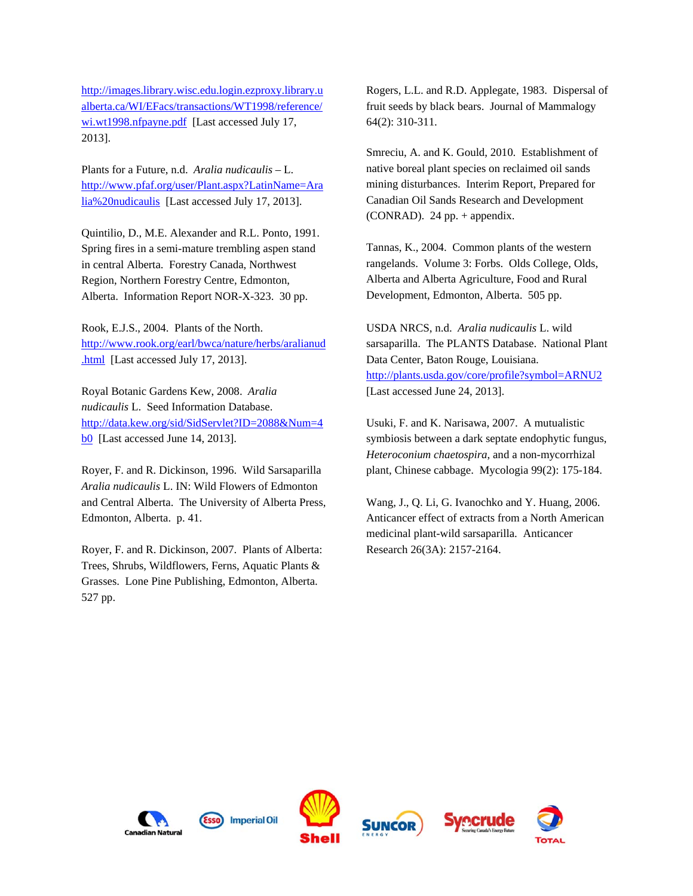http://images.library.wisc.edu.login.ezproxy.library.ualberta.ca/WI/EFacs/transactions/WT1998/reference/wi.wt1998.nfpayne.pdf [Last accessed July 17, 2013].

Plants for a Future, n.d. *Aralia nudicaulis* – L. http://www.pfaf.org/user/Plant.aspx?LatinName=Aralia%20nudicaulis [Last accessed July 17, 2013].

Quintilio, D., M.E. Alexander and R.L. Ponto, 1991. Spring fires in a semi-mature trembling aspen stand in central Alberta. Forestry Canada, Northwest Region, Northern Forestry Centre, Edmonton, Alberta. Information Report NOR-X-323. 30 pp.

Rook, E.J.S., 2004. Plants of the North. http://www.rook.org/earl/bwca/nature/herbs/aralianud.html [Last accessed July 17, 2013].

Royal Botanic Gardens Kew, 2008. *Aralia nudicaulis* L. Seed Information Database. http://data.kew.org/sid/SidServlet?ID=2088&Num=4b0 [Last accessed June 14, 2013].

Royer, F. and R. Dickinson, 1996. Wild Sarsaparilla *Aralia nudicaulis* L. IN: Wild Flowers of Edmonton and Central Alberta. The University of Alberta Press, Edmonton, Alberta. p. 41.

Royer, F. and R. Dickinson, 2007. Plants of Alberta: Trees, Shrubs, Wildflowers, Ferns, Aquatic Plants & Grasses. Lone Pine Publishing, Edmonton, Alberta. 527 pp.

Rogers, L.L. and R.D. Applegate, 1983. Dispersal of fruit seeds by black bears. Journal of Mammalogy 64(2): 310-311.

Smreciu, A. and K. Gould, 2010. Establishment of native boreal plant species on reclaimed oil sands mining disturbances. Interim Report, Prepared for Canadian Oil Sands Research and Development (CONRAD). 24 pp. + appendix.

Tannas, K., 2004. Common plants of the western rangelands. Volume 3: Forbs. Olds College, Olds, Alberta and Alberta Agriculture, Food and Rural Development, Edmonton, Alberta. 505 pp.

USDA NRCS, n.d. *Aralia nudicaulis* L. wild sarsaparilla. The PLANTS Database. National Plant Data Center, Baton Rouge, Louisiana. http://plants.usda.gov/core/profile?symbol=ARNU2 [Last accessed June 24, 2013].

Usuki, F. and K. Narisawa, 2007. A mutualistic symbiosis between a dark septate endophytic fungus, *Heteroconium chaetospira*, and a non-mycorrhizal plant, Chinese cabbage. Mycologia 99(2): 175-184.

Wang, J., Q. Li, G. Ivanochko and Y. Huang, 2006. Anticancer effect of extracts from a North American medicinal plant-wild sarsaparilla. Anticancer Research 26(3A): 2157-2164.